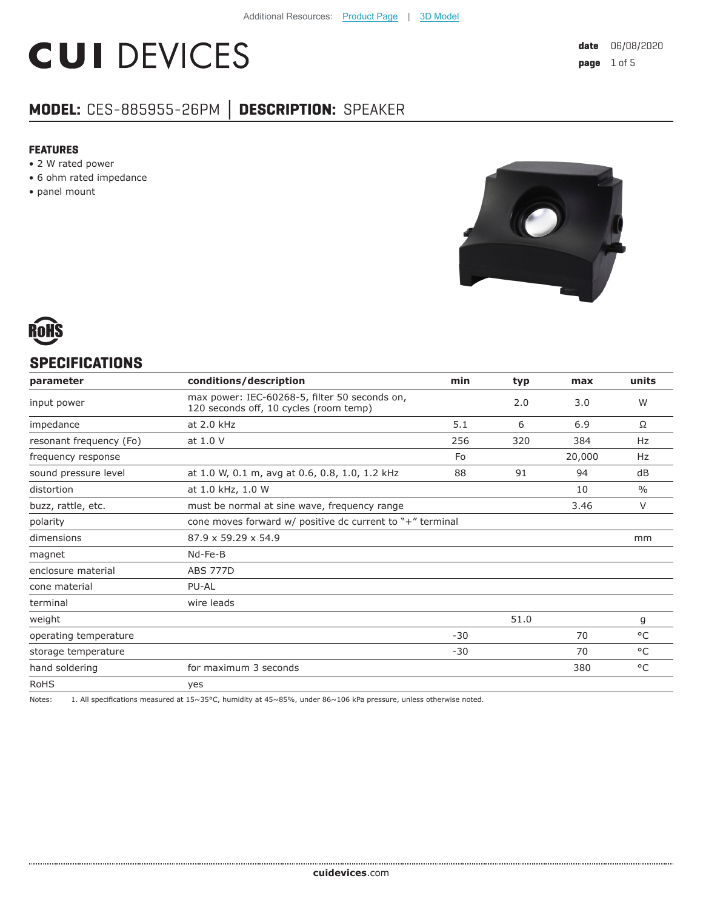Additional Resources: Product Page | 3D Model

# CUI DEVICES

**date** 06/08/2020

## MODEL: CES-885955-26PM | DESCRIPTION: SPEAKER

### FEATURES

- 2 W rated power
- 6 ohm rated impedance
- panel mount

RoHS

## SPECIFICATIONS

| parameter | conditions/description | min | typ | max | units |
|---|---|---|---|---|---|
| input power | max power: IEC-60268-5, filter 50 seconds on, 120 seconds off, 10 cycles (room temp) | | 2.0 | 3.0 | W |
| impedance | at 2.0 kHz | 5.1 | 6 | 6.9 | Ω |
| resonant frequency (Fo) | at 1.0 V | 256 | 320 | 384 | Hz |
| frequency response | | Fo | | 20,000 | Hz |
| sound pressure level | at 1.0 W, 0.1 m, avg at 0.6, 0.8, 1.0, 1.2 kHz | 88 | 91 | 94 | dB |
| distortion | at 1.0 kHz, 1.0 W | | | 10 | % |
| buzz, rattle, etc. | must be normal at sine wave, frequency range | | | 3.46 | V |
| polarity | cone moves forward w/ positive dc current to "+" terminal | | | | |
| dimensions | 87.9 x 59.29 x 54.9 | | | | mm |
| magnet | Nd-Fe-B | | | | |
| enclosure material | ABS 777D | | | | |
| cone material | PU-AL | | | | |
| terminal | wire leads | | | | |
| weight | | | 51.0 | | g |
| operating temperature | | -30 | | 70 | °C |
| storage temperature | | -30 | | 70 | °C |
| hand soldering | for maximum 3 seconds | | | 380 | °C |
| RoHS | yes | | | | |

Notes: 1. All specifications measured at 15~35°C, humidity at 45~85%, under 86~106 kPa pressure, unless otherwise noted.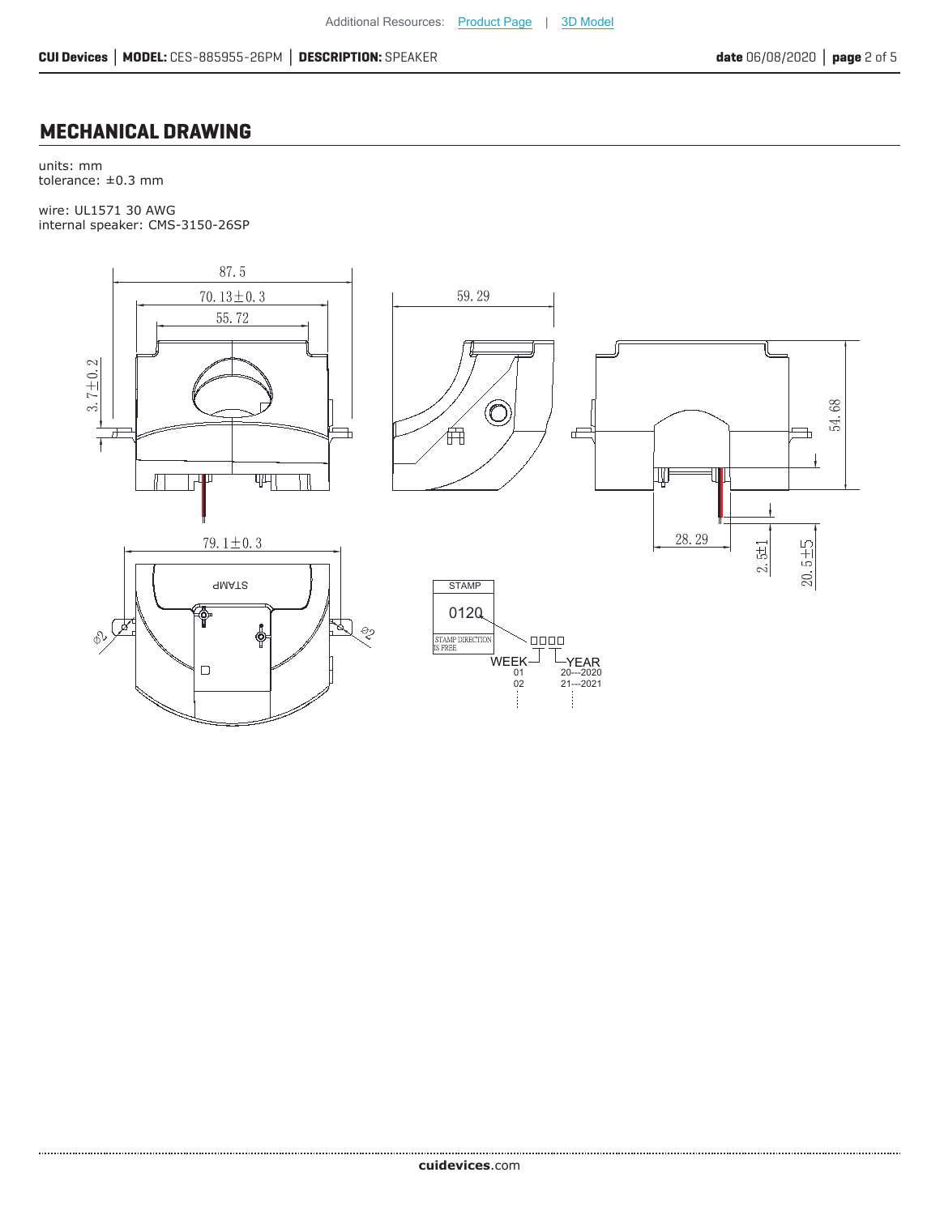## MECHANICAL DRAWING

units: mm
tolerance: ±0.3 mm

wire: UL1571 30 AWG
internal speaker: CMS-3150-26SP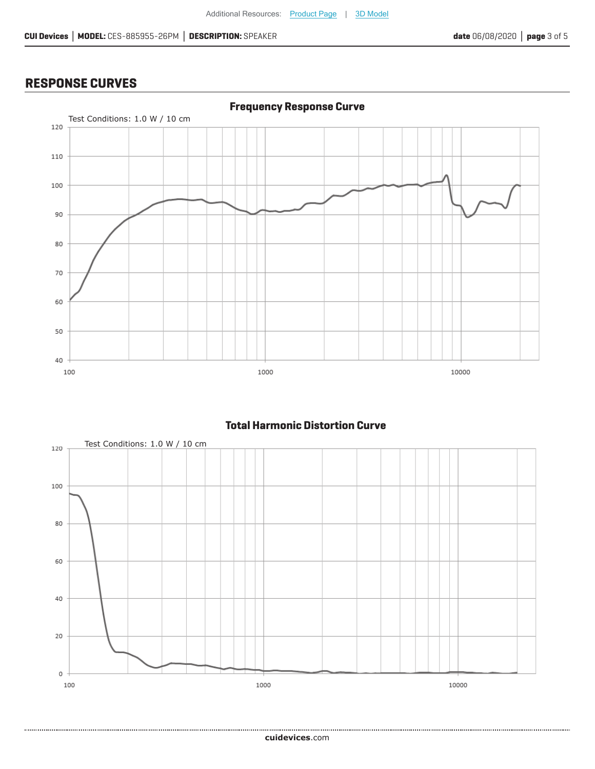## RESPONSE CURVES

### Frequency Response Curve

Test Conditions: 1.0 W / 10 cm

### Total Harmonic Distortion Curve

Test Conditions: 1.0 W / 10 cm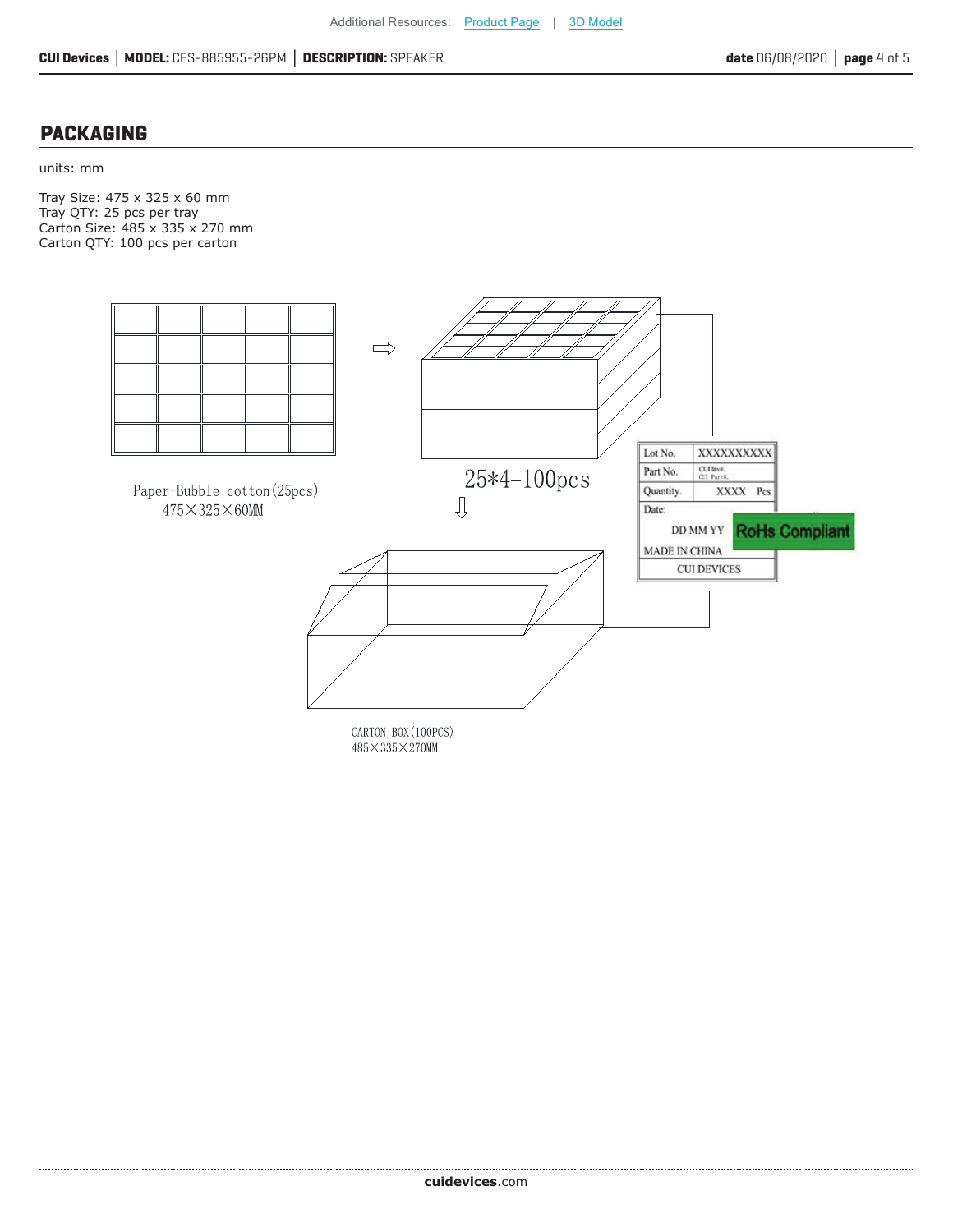## PACKAGING

units: mm

Tray Size: 475 x 325 x 60 mm
Tray QTY: 25 pcs per tray
Carton Size: 485 x 335 x 270 mm
Carton QTY: 100 pcs per carton

Paper+Bubble cotton(25pcs)
475×325×60MM

25*4=100pcs

| Lot No. | XXXXXXXXXX |
|---|---|
| Part No. | CUI Inv#. CUI Part#. |
| Quantity. | XXXX Pcs |
| Date: | DD MM YY |
| MADE IN CHINA | |
| CUI DEVICES | |

RoHs Compliant

CARTON BOX(100PCS)
485×335×270MM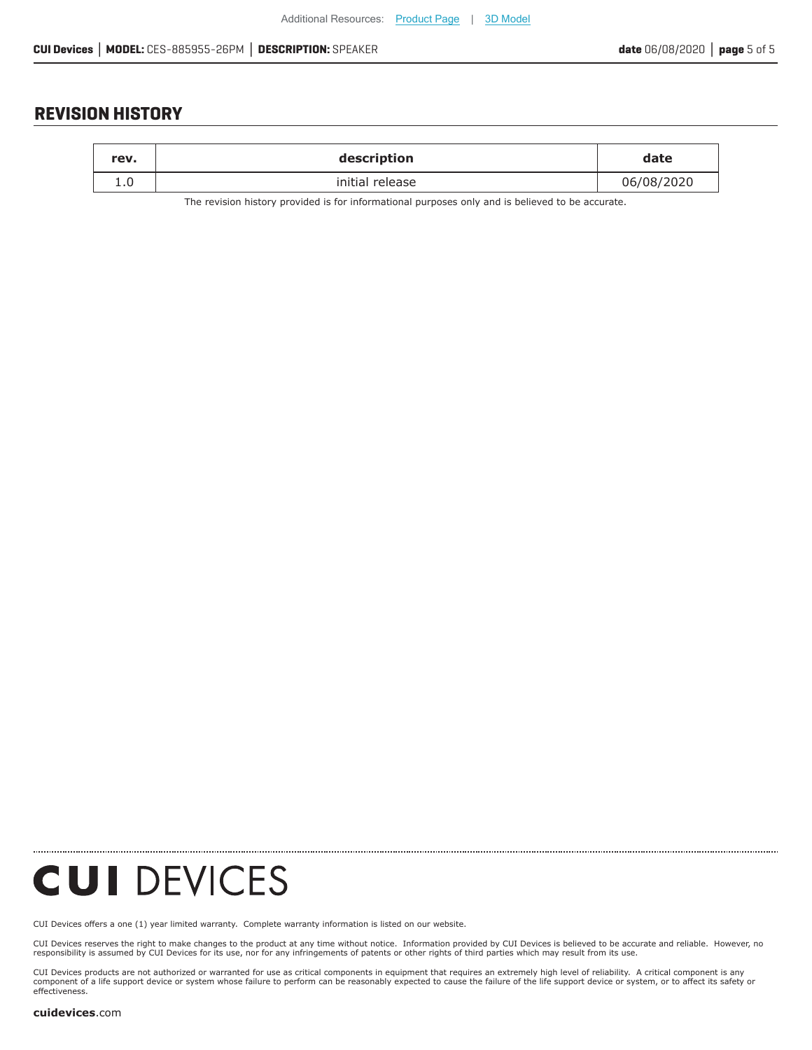## REVISION HISTORY

| rev. | description | date |
| --- | --- | --- |
| 1.0 | initial release | 06/08/2020 |

The revision history provided is for informational purposes only and is believed to be accurate.

CUI DEVICES

CUI Devices offers a one (1) year limited warranty. Complete warranty information is listed on our website.

CUI Devices reserves the right to make changes to the product at any time without notice. Information provided by CUI Devices is believed to be accurate and reliable. However, no responsibility is assumed by CUI Devices for its use, nor for any infringements of patents or other rights of third parties which may result from its use.

CUI Devices products are not authorized or warranted for use as critical components in equipment that requires an extremely high level of reliability. A critical component is any component of a life support device or system whose failure to perform can be reasonably expected to cause the failure of the life support device or system, or to affect its safety or effectiveness.

**cuidevices**.com